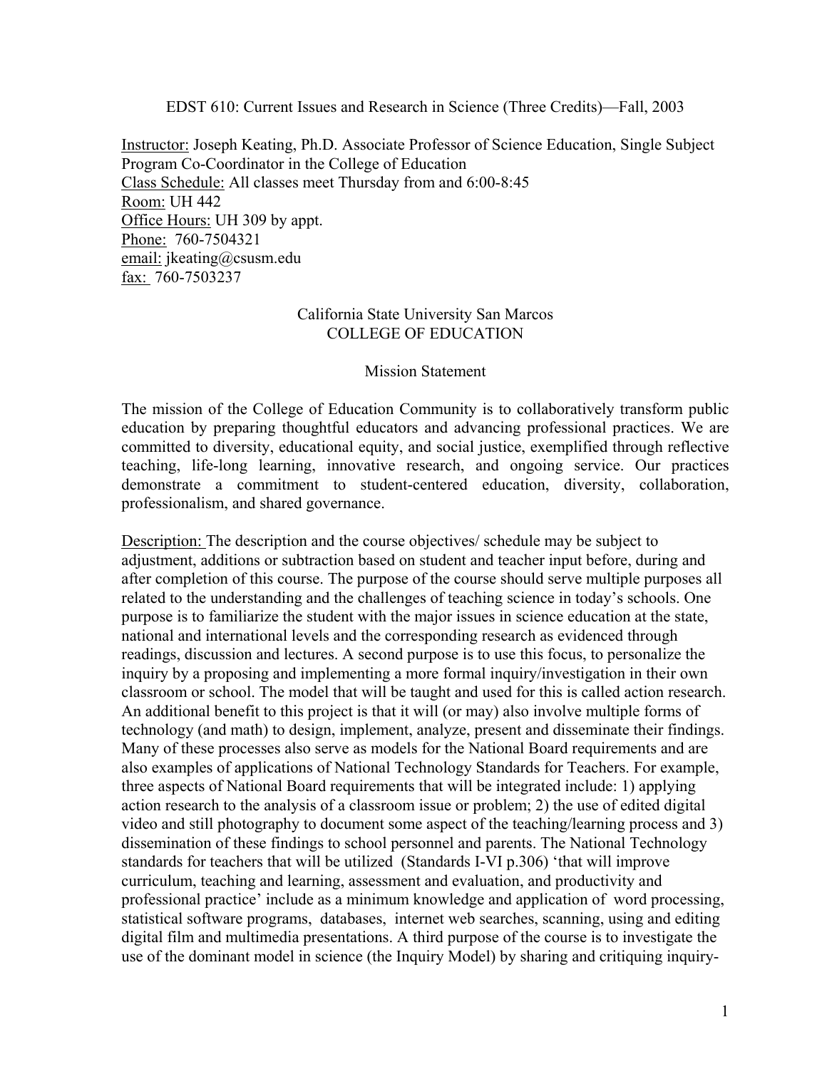EDST 610: Current Issues and Research in Science (Three Credits)—Fall, 2003

<u>Instructor:</u> Joseph Keating, Ph.D. Associate Professor of Science Education, Single Subject Program Co-Coordinator in the College of Education
<u>Class Schedule:</u> All classes meet Thursday from and 6:00-8:45
<u>Room:</u> UH 442
<u>Office Hours:</u> UH 309 by appt.
<u>Phone:</u> 760-7504321
<u>email:</u> jkeating@csusm.edu
<u>fax:</u> 760-7503237

California State University San Marcos
COLLEGE OF EDUCATION

Mission Statement

The mission of the College of Education Community is to collaboratively transform public education by preparing thoughtful educators and advancing professional practices. We are committed to diversity, educational equity, and social justice, exemplified through reflective teaching, life-long learning, innovative research, and ongoing service. Our practices demonstrate a commitment to student-centered education, diversity, collaboration, professionalism, and shared governance.

<u>Description:</u> The description and the course objectives/ schedule may be subject to adjustment, additions or subtraction based on student and teacher input before, during and after completion of this course. The purpose of the course should serve multiple purposes all related to the understanding and the challenges of teaching science in today's schools. One purpose is to familiarize the student with the major issues in science education at the state, national and international levels and the corresponding research as evidenced through readings, discussion and lectures. A second purpose is to use this focus, to personalize the inquiry by a proposing and implementing a more formal inquiry/investigation in their own classroom or school. The model that will be taught and used for this is called action research. An additional benefit to this project is that it will (or may) also involve multiple forms of technology (and math) to design, implement, analyze, present and disseminate their findings. Many of these processes also serve as models for the National Board requirements and are also examples of applications of National Technology Standards for Teachers. For example, three aspects of National Board requirements that will be integrated include: 1) applying action research to the analysis of a classroom issue or problem; 2) the use of edited digital video and still photography to document some aspect of the teaching/learning process and 3) dissemination of these findings to school personnel and parents. The National Technology standards for teachers that will be utilized (Standards I-VI p.306) 'that will improve curriculum, teaching and learning, assessment and evaluation, and productivity and professional practice' include as a minimum knowledge and application of word processing, statistical software programs, databases, internet web searches, scanning, using and editing digital film and multimedia presentations. A third purpose of the course is to investigate the use of the dominant model in science (the Inquiry Model) by sharing and critiquing inquiry-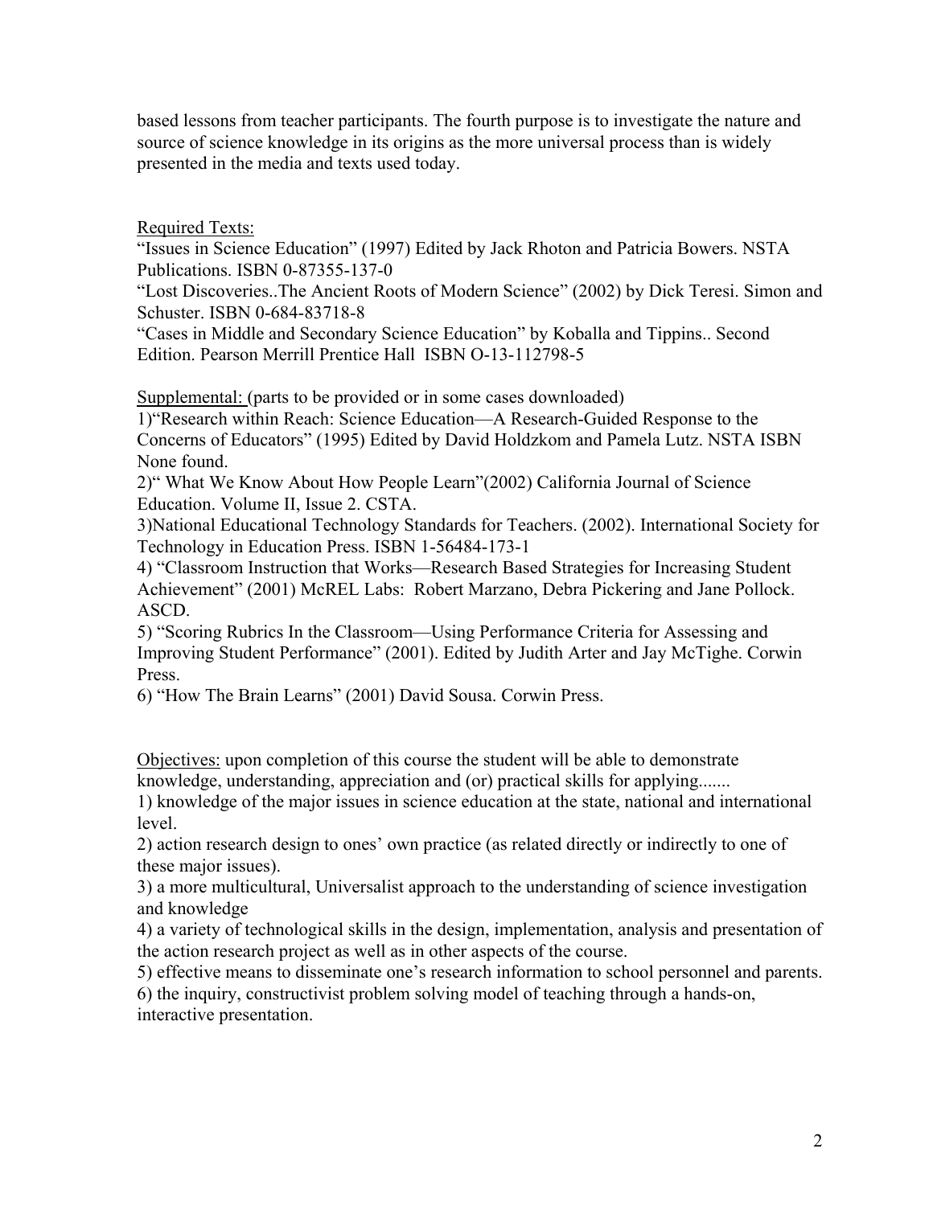based lessons from teacher participants. The fourth purpose is to investigate the nature and source of science knowledge in its origins as the more universal process than is widely presented in the media and texts used today.

Required Texts:

"Issues in Science Education" (1997) Edited by Jack Rhoton and Patricia Bowers. NSTA Publications. ISBN 0-87355-137-0

"Lost Discoveries..The Ancient Roots of Modern Science" (2002) by Dick Teresi. Simon and Schuster. ISBN 0-684-83718-8

"Cases in Middle and Secondary Science Education" by Koballa and Tippins.. Second Edition. Pearson Merrill Prentice Hall ISBN O-13-112798-5

Supplemental: (parts to be provided or in some cases downloaded)

1)"Research within Reach: Science Education—A Research-Guided Response to the Concerns of Educators" (1995) Edited by David Holdzkom and Pamela Lutz. NSTA ISBN None found.

2)" What We Know About How People Learn"(2002) California Journal of Science Education. Volume II, Issue 2. CSTA.

3)National Educational Technology Standards for Teachers. (2002). International Society for Technology in Education Press. ISBN 1-56484-173-1

4) "Classroom Instruction that Works—Research Based Strategies for Increasing Student Achievement" (2001) McREL Labs: Robert Marzano, Debra Pickering and Jane Pollock. ASCD.

5) "Scoring Rubrics In the Classroom—Using Performance Criteria for Assessing and Improving Student Performance" (2001). Edited by Judith Arter and Jay McTighe. Corwin Press.

6) "How The Brain Learns" (2001) David Sousa. Corwin Press.

Objectives: upon completion of this course the student will be able to demonstrate knowledge, understanding, appreciation and (or) practical skills for applying.......

1) knowledge of the major issues in science education at the state, national and international level.

2) action research design to ones' own practice (as related directly or indirectly to one of these major issues).

3) a more multicultural, Universalist approach to the understanding of science investigation and knowledge

4) a variety of technological skills in the design, implementation, analysis and presentation of the action research project as well as in other aspects of the course.

5) effective means to disseminate one's research information to school personnel and parents.

6) the inquiry, constructivist problem solving model of teaching through a hands-on, interactive presentation.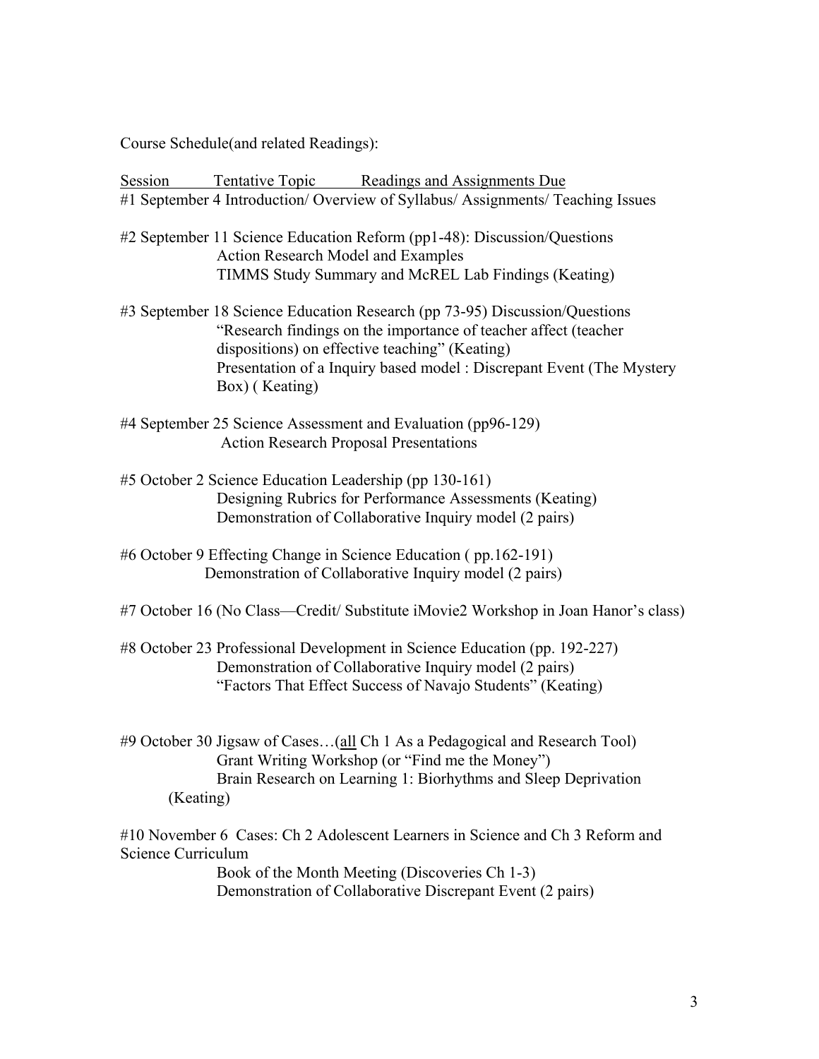Course Schedule(and related Readings):

Session Tentative Topic Readings and Assignments Due

#1 September 4 Introduction/ Overview of Syllabus/ Assignments/ Teaching Issues

#2 September 11 Science Education Reform (pp1-48): Discussion/Questions
Action Research Model and Examples
TIMMS Study Summary and McREL Lab Findings (Keating)

#3 September 18 Science Education Research (pp 73-95) Discussion/Questions
"Research findings on the importance of teacher affect (teacher dispositions) on effective teaching" (Keating)
Presentation of a Inquiry based model : Discrepant Event (The Mystery Box) ( Keating)

#4 September 25 Science Assessment and Evaluation (pp96-129)
Action Research Proposal Presentations

#5 October 2 Science Education Leadership (pp 130-161)
Designing Rubrics for Performance Assessments (Keating)
Demonstration of Collaborative Inquiry model (2 pairs)

#6 October 9 Effecting Change in Science Education ( pp.162-191)
Demonstration of Collaborative Inquiry model (2 pairs)

#7 October 16 (No Class—Credit/ Substitute iMovie2 Workshop in Joan Hanor's class)

#8 October 23 Professional Development in Science Education (pp. 192-227)
Demonstration of Collaborative Inquiry model (2 pairs)
"Factors That Effect Success of Navajo Students" (Keating)

#9 October 30 Jigsaw of Cases…(all Ch 1 As a Pedagogical and Research Tool)
Grant Writing Workshop (or "Find me the Money")
Brain Research on Learning 1: Biorhythms and Sleep Deprivation (Keating)

#10 November 6 Cases: Ch 2 Adolescent Learners in Science and Ch 3 Reform and Science Curriculum
Book of the Month Meeting (Discoveries Ch 1-3)
Demonstration of Collaborative Discrepant Event (2 pairs)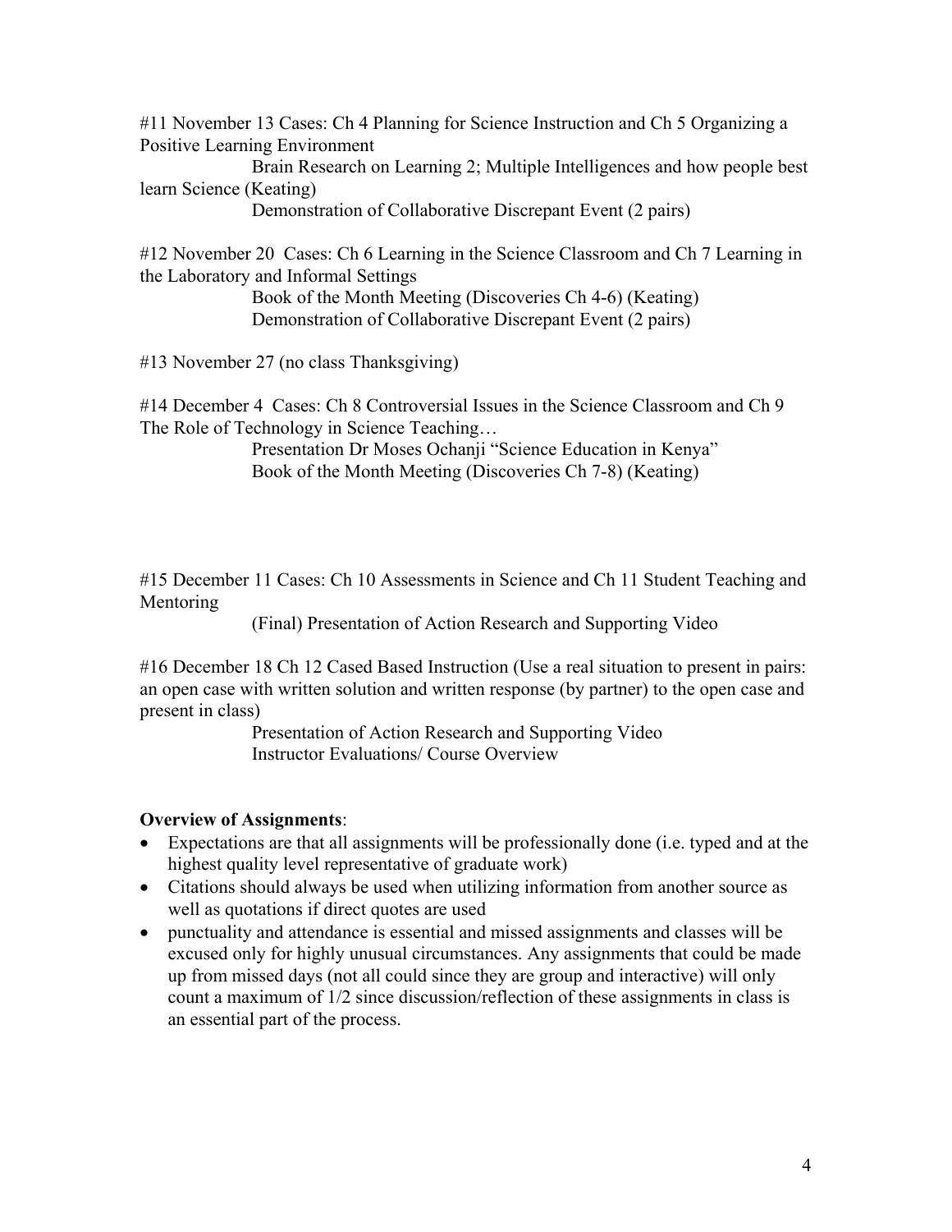#11 November 13 Cases: Ch 4 Planning for Science Instruction and Ch 5 Organizing a Positive Learning Environment

Brain Research on Learning 2; Multiple Intelligences and how people best learn Science (Keating)

Demonstration of Collaborative Discrepant Event (2 pairs)

#12 November 20 Cases: Ch 6 Learning in the Science Classroom and Ch 7 Learning in the Laboratory and Informal Settings

Book of the Month Meeting (Discoveries Ch 4-6) (Keating)

Demonstration of Collaborative Discrepant Event (2 pairs)

#13 November 27 (no class Thanksgiving)

#14 December 4 Cases: Ch 8 Controversial Issues in the Science Classroom and Ch 9 The Role of Technology in Science Teaching…

Presentation Dr Moses Ochanji "Science Education in Kenya"

Book of the Month Meeting (Discoveries Ch 7-8) (Keating)

#15 December 11 Cases: Ch 10 Assessments in Science and Ch 11 Student Teaching and Mentoring

(Final) Presentation of Action Research and Supporting Video

#16 December 18 Ch 12 Cased Based Instruction (Use a real situation to present in pairs: an open case with written solution and written response (by partner) to the open case and present in class)

Presentation of Action Research and Supporting Video

Instructor Evaluations/ Course Overview

**Overview of Assignments**:

- Expectations are that all assignments will be professionally done (i.e. typed and at the highest quality level representative of graduate work)
- Citations should always be used when utilizing information from another source as well as quotations if direct quotes are used
- punctuality and attendance is essential and missed assignments and classes will be excused only for highly unusual circumstances. Any assignments that could be made up from missed days (not all could since they are group and interactive) will only count a maximum of 1/2 since discussion/reflection of these assignments in class is an essential part of the process.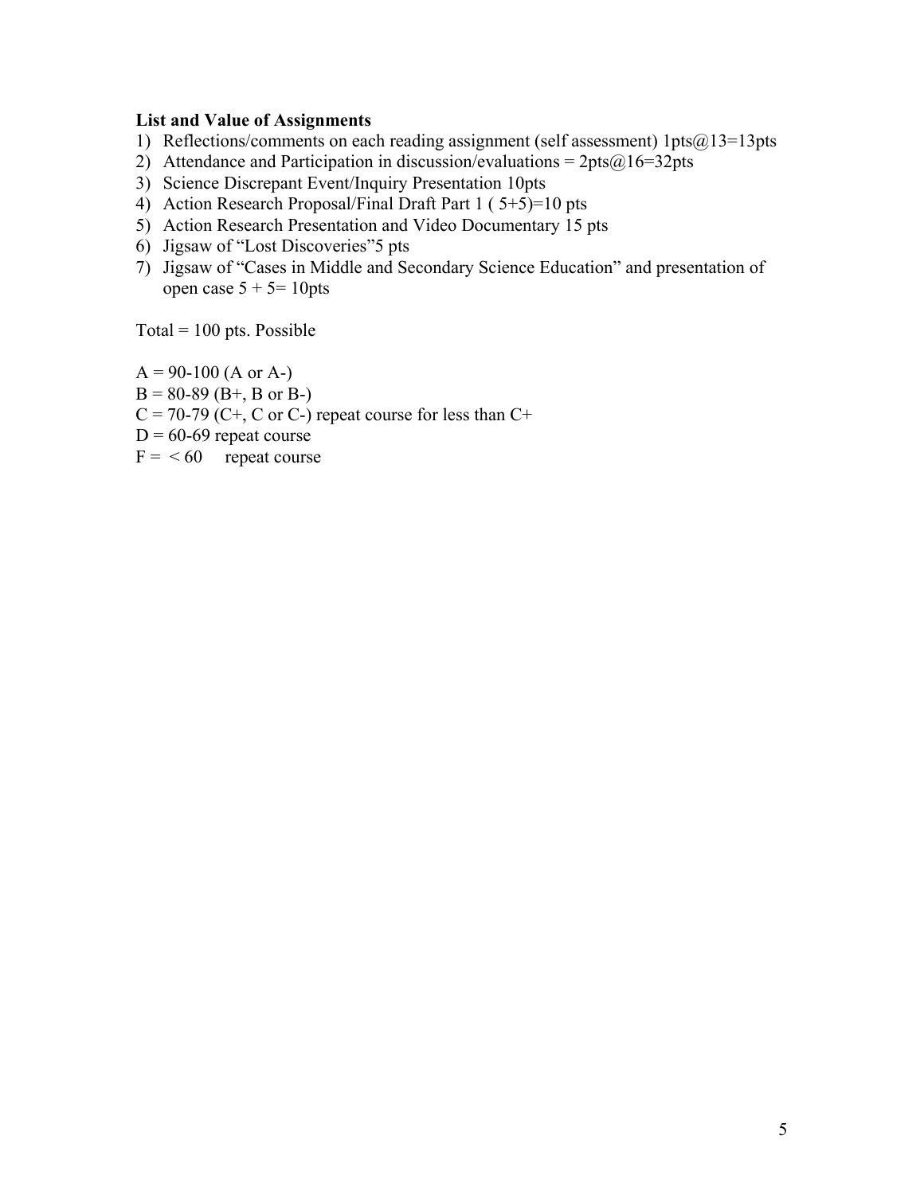**List and Value of Assignments**

1) Reflections/comments on each reading assignment (self assessment) 1pts@13=13pts
2) Attendance and Participation in discussion/evaluations = 2pts@16=32pts
3) Science Discrepant Event/Inquiry Presentation 10pts
4) Action Research Proposal/Final Draft Part 1 ( 5+5)=10 pts
5) Action Research Presentation and Video Documentary 15 pts
6) Jigsaw of "Lost Discoveries"5 pts
7) Jigsaw of "Cases in Middle and Secondary Science Education" and presentation of open case 5 + 5= 10pts

Total = 100 pts. Possible

A = 90-100 (A or A-)
B = 80-89 (B+, B or B-)
C = 70-79 (C+, C or C-) repeat course for less than C+
D = 60-69 repeat course
F = < 60 repeat course